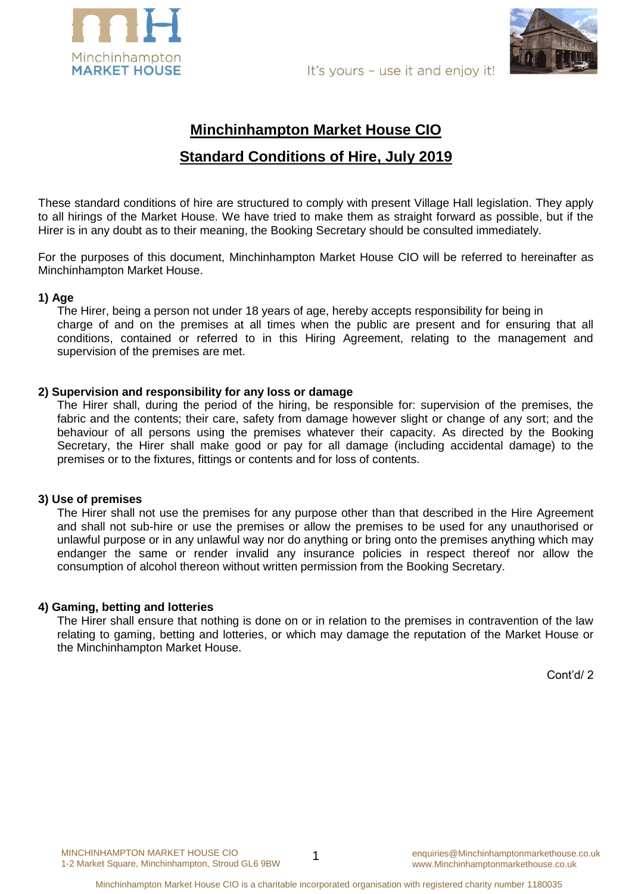# Minchinhampton Market House CIO

## Standard Conditions of Hire, July 2019

These standard conditions of hire are structured to comply with present Village Hall legislation. They apply to all hirings of the Market House. We have tried to make them as straight forward as possible, but if the Hirer is in any doubt as to their meaning, the Booking Secretary should be consulted immediately.

For the purposes of this document, Minchinhampton Market House CIO will be referred to hereinafter as Minchinhampton Market House.

### 1) Age

The Hirer, being a person not under 18 years of age, hereby accepts responsibility for being in charge of and on the premises at all times when the public are present and for ensuring that all conditions, contained or referred to in this Hiring Agreement, relating to the management and supervision of the premises are met.

### 2) Supervision and responsibility for any loss or damage

The Hirer shall, during the period of the hiring, be responsible for: supervision of the premises, the fabric and the contents; their care, safety from damage however slight or change of any sort; and the behaviour of all persons using the premises whatever their capacity. As directed by the Booking Secretary, the Hirer shall make good or pay for all damage (including accidental damage) to the premises or to the fixtures, fittings or contents and for loss of contents.

### 3) Use of premises

The Hirer shall not use the premises for any purpose other than that described in the Hire Agreement and shall not sub-hire or use the premises or allow the premises to be used for any unauthorised or unlawful purpose or in any unlawful way nor do anything or bring onto the premises anything which may endanger the same or render invalid any insurance policies in respect thereof nor allow the consumption of alcohol thereon without written permission from the Booking Secretary.

### 4) Gaming, betting and lotteries

The Hirer shall ensure that nothing is done on or in relation to the premises in contravention of the law relating to gaming, betting and lotteries, or which may damage the reputation of the Market House or the Minchinhampton Market House.

Cont'd/ 2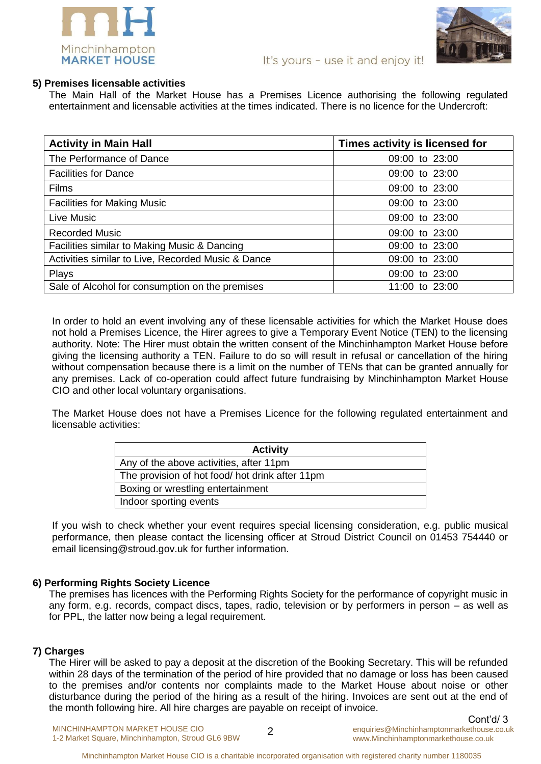### 5) Premises licensable activities

The Main Hall of the Market House has a Premises Licence authorising the following regulated entertainment and licensable activities at the times indicated. There is no licence for the Undercroft:

| Activity in Main Hall | Times activity is licensed for |
|---|---|
| The Performance of Dance | 09:00 to 23:00 |
| Facilities for Dance | 09:00 to 23:00 |
| Films | 09:00 to 23:00 |
| Facilities for Making Music | 09:00 to 23:00 |
| Live Music | 09:00 to 23:00 |
| Recorded Music | 09:00 to 23:00 |
| Facilities similar to Making Music & Dancing | 09:00 to 23:00 |
| Activities similar to Live, Recorded Music & Dance | 09:00 to 23:00 |
| Plays | 09:00 to 23:00 |
| Sale of Alcohol for consumption on the premises | 11:00 to 23:00 |

In order to hold an event involving any of these licensable activities for which the Market House does not hold a Premises Licence, the Hirer agrees to give a Temporary Event Notice (TEN) to the licensing authority. Note: The Hirer must obtain the written consent of the Minchinhampton Market House before giving the licensing authority a TEN. Failure to do so will result in refusal or cancellation of the hiring without compensation because there is a limit on the number of TENs that can be granted annually for any premises. Lack of co-operation could affect future fundraising by Minchinhampton Market House CIO and other local voluntary organisations.

The Market House does not have a Premises Licence for the following regulated entertainment and licensable activities:

| Activity |
|---|
| Any of the above activities, after 11pm |
| The provision of hot food/ hot drink after 11pm |
| Boxing or wrestling entertainment |
| Indoor sporting events |

If you wish to check whether your event requires special licensing consideration, e.g. public musical performance, then please contact the licensing officer at Stroud District Council on 01453 754440 or email licensing@stroud.gov.uk for further information.

### 6) Performing Rights Society Licence

The premises has licences with the Performing Rights Society for the performance of copyright music in any form, e.g. records, compact discs, tapes, radio, television or by performers in person – as well as for PPL, the latter now being a legal requirement.

### 7) Charges

The Hirer will be asked to pay a deposit at the discretion of the Booking Secretary. This will be refunded within 28 days of the termination of the period of hire provided that no damage or loss has been caused to the premises and/or contents nor complaints made to the Market House about noise or other disturbance during the period of the hiring as a result of the hiring. Invoices are sent out at the end of the month following hire. All hire charges are payable on receipt of invoice.

Cont'd/ 3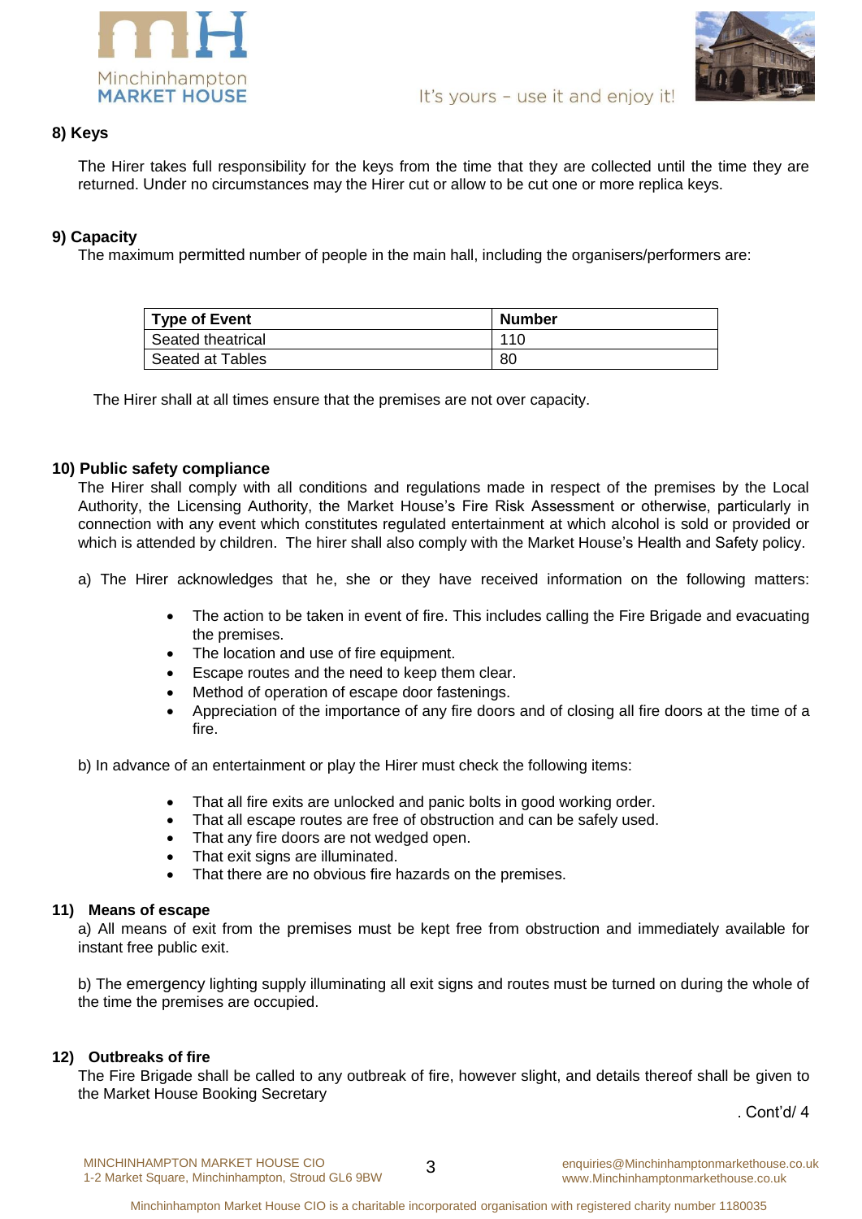## 8) Keys

The Hirer takes full responsibility for the keys from the time that they are collected until the time they are returned. Under no circumstances may the Hirer cut or allow to be cut one or more replica keys.

## 9) Capacity

The maximum permitted number of people in the main hall, including the organisers/performers are:

| Type of Event | Number |
|---|---|
| Seated theatrical | 110 |
| Seated at Tables | 80 |

The Hirer shall at all times ensure that the premises are not over capacity.

## 10) Public safety compliance

The Hirer shall comply with all conditions and regulations made in respect of the premises by the Local Authority, the Licensing Authority, the Market House's Fire Risk Assessment or otherwise, particularly in connection with any event which constitutes regulated entertainment at which alcohol is sold or provided or which is attended by children. The hirer shall also comply with the Market House's Health and Safety policy.

a) The Hirer acknowledges that he, she or they have received information on the following matters:

- The action to be taken in event of fire. This includes calling the Fire Brigade and evacuating the premises.
- The location and use of fire equipment.
- Escape routes and the need to keep them clear.
- Method of operation of escape door fastenings.
- Appreciation of the importance of any fire doors and of closing all fire doors at the time of a fire.

b) In advance of an entertainment or play the Hirer must check the following items:

- That all fire exits are unlocked and panic bolts in good working order.
- That all escape routes are free of obstruction and can be safely used.
- That any fire doors are not wedged open.
- That exit signs are illuminated.
- That there are no obvious fire hazards on the premises.

## 11) Means of escape

a) All means of exit from the premises must be kept free from obstruction and immediately available for instant free public exit.

b) The emergency lighting supply illuminating all exit signs and routes must be turned on during the whole of the time the premises are occupied.

## 12) Outbreaks of fire

The Fire Brigade shall be called to any outbreak of fire, however slight, and details thereof shall be given to the Market House Booking Secretary

. Cont'd/ 4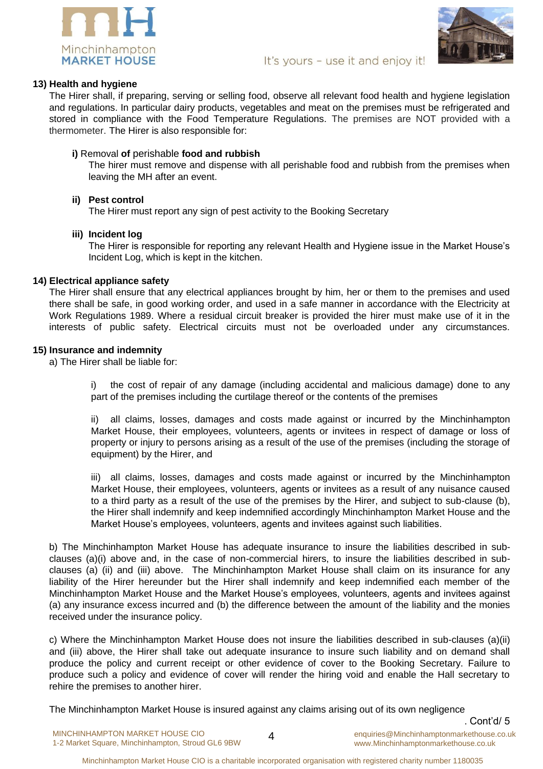### 13) Health and hygiene

The Hirer shall, if preparing, serving or selling food, observe all relevant food health and hygiene legislation and regulations. In particular dairy products, vegetables and meat on the premises must be refrigerated and stored in compliance with the Food Temperature Regulations. The premises are NOT provided with a thermometer. The Hirer is also responsible for:

**i)** Removal **of** perishable **food and rubbish**
The hirer must remove and dispense with all perishable food and rubbish from the premises when leaving the MH after an event.

**ii) Pest control**
The Hirer must report any sign of pest activity to the Booking Secretary

**iii) Incident log**
The Hirer is responsible for reporting any relevant Health and Hygiene issue in the Market House's Incident Log, which is kept in the kitchen.

### 14) Electrical appliance safety

The Hirer shall ensure that any electrical appliances brought by him, her or them to the premises and used there shall be safe, in good working order, and used in a safe manner in accordance with the Electricity at Work Regulations 1989. Where a residual circuit breaker is provided the hirer must make use of it in the interests of public safety. Electrical circuits must not be overloaded under any circumstances.

### 15) Insurance and indemnity

a) The Hirer shall be liable for:

i) the cost of repair of any damage (including accidental and malicious damage) done to any part of the premises including the curtilage thereof or the contents of the premises

ii) all claims, losses, damages and costs made against or incurred by the Minchinhampton Market House, their employees, volunteers, agents or invitees in respect of damage or loss of property or injury to persons arising as a result of the use of the premises (including the storage of equipment) by the Hirer, and

iii) all claims, losses, damages and costs made against or incurred by the Minchinhampton Market House, their employees, volunteers, agents or invitees as a result of any nuisance caused to a third party as a result of the use of the premises by the Hirer, and subject to sub-clause (b), the Hirer shall indemnify and keep indemnified accordingly Minchinhampton Market House and the Market House's employees, volunteers, agents and invitees against such liabilities.

b) The Minchinhampton Market House has adequate insurance to insure the liabilities described in sub-clauses (a)(i) above and, in the case of non-commercial hirers, to insure the liabilities described in sub-clauses (a) (ii) and (iii) above. The Minchinhampton Market House shall claim on its insurance for any liability of the Hirer hereunder but the Hirer shall indemnify and keep indemnified each member of the Minchinhampton Market House and the Market House's employees, volunteers, agents and invitees against (a) any insurance excess incurred and (b) the difference between the amount of the liability and the monies received under the insurance policy.

c) Where the Minchinhampton Market House does not insure the liabilities described in sub-clauses (a)(ii) and (iii) above, the Hirer shall take out adequate insurance to insure such liability and on demand shall produce the policy and current receipt or other evidence of cover to the Booking Secretary. Failure to produce such a policy and evidence of cover will render the hiring void and enable the Hall secretary to rehire the premises to another hirer.

The Minchinhampton Market House is insured against any claims arising out of its own negligence

. Cont'd/ 5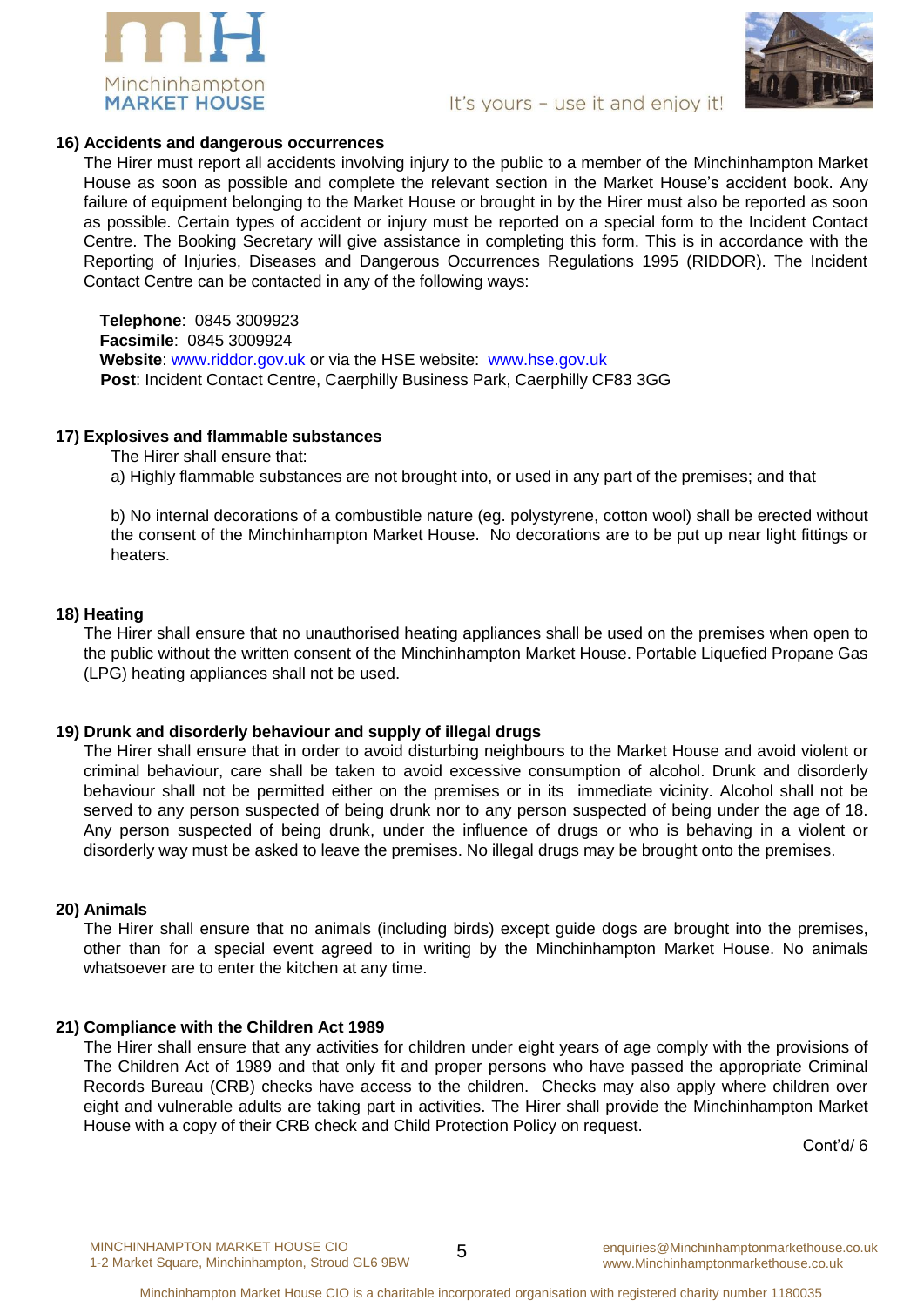## 16) Accidents and dangerous occurrences

The Hirer must report all accidents involving injury to the public to a member of the Minchinhampton Market House as soon as possible and complete the relevant section in the Market House's accident book. Any failure of equipment belonging to the Market House or brought in by the Hirer must also be reported as soon as possible. Certain types of accident or injury must be reported on a special form to the Incident Contact Centre. The Booking Secretary will give assistance in completing this form. This is in accordance with the Reporting of Injuries, Diseases and Dangerous Occurrences Regulations 1995 (RIDDOR). The Incident Contact Centre can be contacted in any of the following ways:

**Telephone**: 0845 3009923
**Facsimile**: 0845 3009924
**Website**: www.riddor.gov.uk or via the HSE website: www.hse.gov.uk
**Post**: Incident Contact Centre, Caerphilly Business Park, Caerphilly CF83 3GG

## 17) Explosives and flammable substances

The Hirer shall ensure that:

a) Highly flammable substances are not brought into, or used in any part of the premises; and that

b) No internal decorations of a combustible nature (eg. polystyrene, cotton wool) shall be erected without the consent of the Minchinhampton Market House. No decorations are to be put up near light fittings or heaters.

## 18) Heating

The Hirer shall ensure that no unauthorised heating appliances shall be used on the premises when open to the public without the written consent of the Minchinhampton Market House. Portable Liquefied Propane Gas (LPG) heating appliances shall not be used.

## 19) Drunk and disorderly behaviour and supply of illegal drugs

The Hirer shall ensure that in order to avoid disturbing neighbours to the Market House and avoid violent or criminal behaviour, care shall be taken to avoid excessive consumption of alcohol. Drunk and disorderly behaviour shall not be permitted either on the premises or in its immediate vicinity. Alcohol shall not be served to any person suspected of being drunk nor to any person suspected of being under the age of 18. Any person suspected of being drunk, under the influence of drugs or who is behaving in a violent or disorderly way must be asked to leave the premises. No illegal drugs may be brought onto the premises.

## 20) Animals

The Hirer shall ensure that no animals (including birds) except guide dogs are brought into the premises, other than for a special event agreed to in writing by the Minchinhampton Market House. No animals whatsoever are to enter the kitchen at any time.

## 21) Compliance with the Children Act 1989

The Hirer shall ensure that any activities for children under eight years of age comply with the provisions of The Children Act of 1989 and that only fit and proper persons who have passed the appropriate Criminal Records Bureau (CRB) checks have access to the children. Checks may also apply where children over eight and vulnerable adults are taking part in activities. The Hirer shall provide the Minchinhampton Market House with a copy of their CRB check and Child Protection Policy on request.

Cont'd/ 6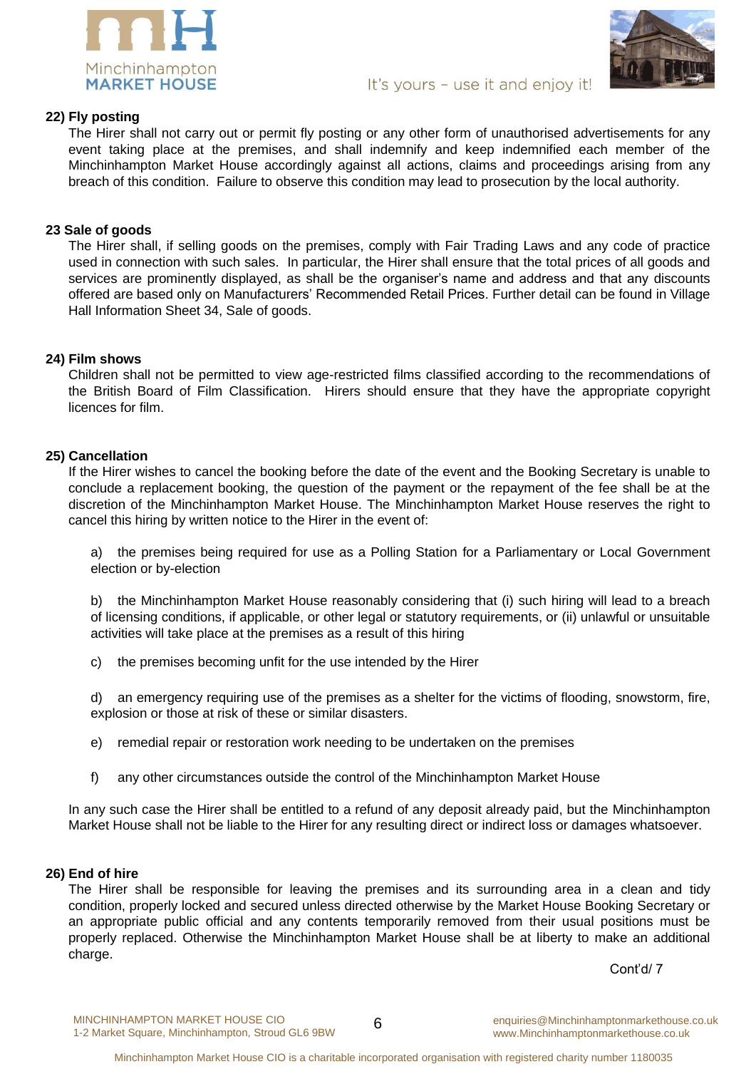### 22) Fly posting

The Hirer shall not carry out or permit fly posting or any other form of unauthorised advertisements for any event taking place at the premises, and shall indemnify and keep indemnified each member of the Minchinhampton Market House accordingly against all actions, claims and proceedings arising from any breach of this condition. Failure to observe this condition may lead to prosecution by the local authority.

### 23 Sale of goods

The Hirer shall, if selling goods on the premises, comply with Fair Trading Laws and any code of practice used in connection with such sales. In particular, the Hirer shall ensure that the total prices of all goods and services are prominently displayed, as shall be the organiser's name and address and that any discounts offered are based only on Manufacturers' Recommended Retail Prices. Further detail can be found in Village Hall Information Sheet 34, Sale of goods.

### 24) Film shows

Children shall not be permitted to view age-restricted films classified according to the recommendations of the British Board of Film Classification. Hirers should ensure that they have the appropriate copyright licences for film.

### 25) Cancellation

If the Hirer wishes to cancel the booking before the date of the event and the Booking Secretary is unable to conclude a replacement booking, the question of the payment or the repayment of the fee shall be at the discretion of the Minchinhampton Market House. The Minchinhampton Market House reserves the right to cancel this hiring by written notice to the Hirer in the event of:

a) the premises being required for use as a Polling Station for a Parliamentary or Local Government election or by-election

b) the Minchinhampton Market House reasonably considering that (i) such hiring will lead to a breach of licensing conditions, if applicable, or other legal or statutory requirements, or (ii) unlawful or unsuitable activities will take place at the premises as a result of this hiring

c) the premises becoming unfit for the use intended by the Hirer

d) an emergency requiring use of the premises as a shelter for the victims of flooding, snowstorm, fire, explosion or those at risk of these or similar disasters.

e) remedial repair or restoration work needing to be undertaken on the premises

f) any other circumstances outside the control of the Minchinhampton Market House

In any such case the Hirer shall be entitled to a refund of any deposit already paid, but the Minchinhampton Market House shall not be liable to the Hirer for any resulting direct or indirect loss or damages whatsoever.

### 26) End of hire

The Hirer shall be responsible for leaving the premises and its surrounding area in a clean and tidy condition, properly locked and secured unless directed otherwise by the Market House Booking Secretary or an appropriate public official and any contents temporarily removed from their usual positions must be properly replaced. Otherwise the Minchinhampton Market House shall be at liberty to make an additional charge.

Cont'd/ 7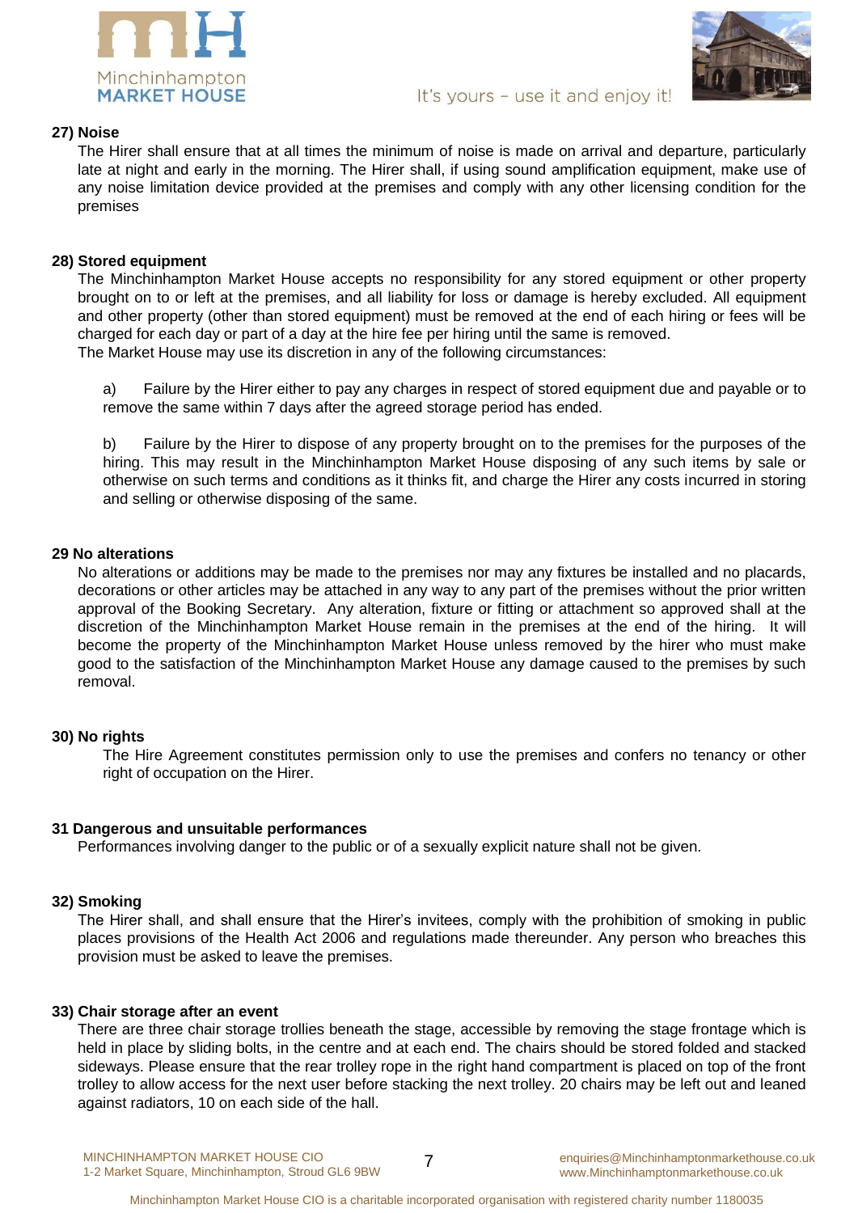### 27) Noise

The Hirer shall ensure that at all times the minimum of noise is made on arrival and departure, particularly late at night and early in the morning. The Hirer shall, if using sound amplification equipment, make use of any noise limitation device provided at the premises and comply with any other licensing condition for the premises

### 28) Stored equipment

The Minchinhampton Market House accepts no responsibility for any stored equipment or other property brought on to or left at the premises, and all liability for loss or damage is hereby excluded. All equipment and other property (other than stored equipment) must be removed at the end of each hiring or fees will be charged for each day or part of a day at the hire fee per hiring until the same is removed.
The Market House may use its discretion in any of the following circumstances:

a) Failure by the Hirer either to pay any charges in respect of stored equipment due and payable or to remove the same within 7 days after the agreed storage period has ended.

b) Failure by the Hirer to dispose of any property brought on to the premises for the purposes of the hiring. This may result in the Minchinhampton Market House disposing of any such items by sale or otherwise on such terms and conditions as it thinks fit, and charge the Hirer any costs incurred in storing and selling or otherwise disposing of the same.

### 29 No alterations

No alterations or additions may be made to the premises nor may any fixtures be installed and no placards, decorations or other articles may be attached in any way to any part of the premises without the prior written approval of the Booking Secretary. Any alteration, fixture or fitting or attachment so approved shall at the discretion of the Minchinhampton Market House remain in the premises at the end of the hiring. It will become the property of the Minchinhampton Market House unless removed by the hirer who must make good to the satisfaction of the Minchinhampton Market House any damage caused to the premises by such removal.

### 30) No rights

The Hire Agreement constitutes permission only to use the premises and confers no tenancy or other right of occupation on the Hirer.

### 31 Dangerous and unsuitable performances

Performances involving danger to the public or of a sexually explicit nature shall not be given.

### 32) Smoking

The Hirer shall, and shall ensure that the Hirer's invitees, comply with the prohibition of smoking in public places provisions of the Health Act 2006 and regulations made thereunder. Any person who breaches this provision must be asked to leave the premises.

### 33) Chair storage after an event

There are three chair storage trollies beneath the stage, accessible by removing the stage frontage which is held in place by sliding bolts, in the centre and at each end. The chairs should be stored folded and stacked sideways. Please ensure that the rear trolley rope in the right hand compartment is placed on top of the front trolley to allow access for the next user before stacking the next trolley. 20 chairs may be left out and leaned against radiators, 10 on each side of the hall.